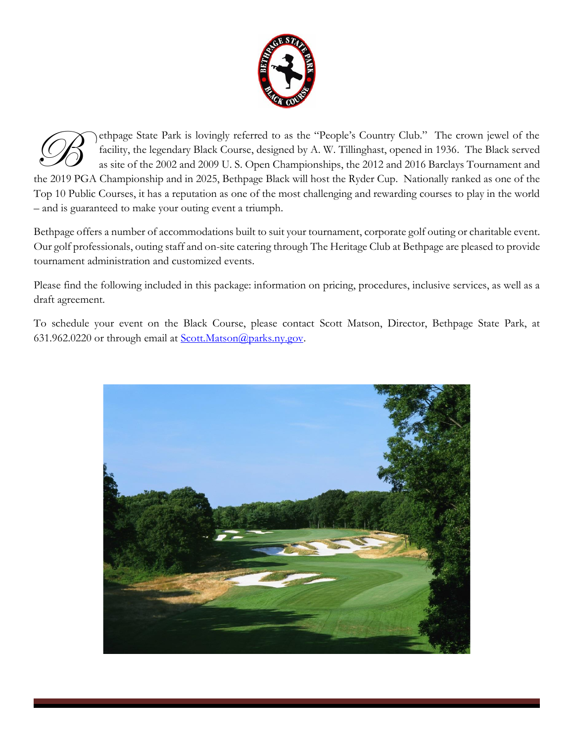Bethpage State Park is lovingly referred to as the "People's Country Club." The crown jewel of the facility, the legendary Black Course, designed by A. W. Tillinghast, opened in 1936. The Black served as site of the 2002 and 2009 U. S. Open Championships, the 2012 and 2016 Barclays Tournament and the 2019 PGA Championship and in 2025, Bethpage Black will host the Ryder Cup. Nationally ranked as one of the Top 10 Public Courses, it has a reputation as one of the most challenging and rewarding courses to play in the world – and is guaranteed to make your outing event a triumph.

Bethpage offers a number of accommodations built to suit your tournament, corporate golf outing or charitable event. Our golf professionals, outing staff and on-site catering through The Heritage Club at Bethpage are pleased to provide tournament administration and customized events.

Please find the following included in this package: information on pricing, procedures, inclusive services, as well as a draft agreement.

To schedule your event on the Black Course, please contact Scott Matson, Director, Bethpage State Park, at 631.962.0220 or through email at Scott.Matson@parks.ny.gov.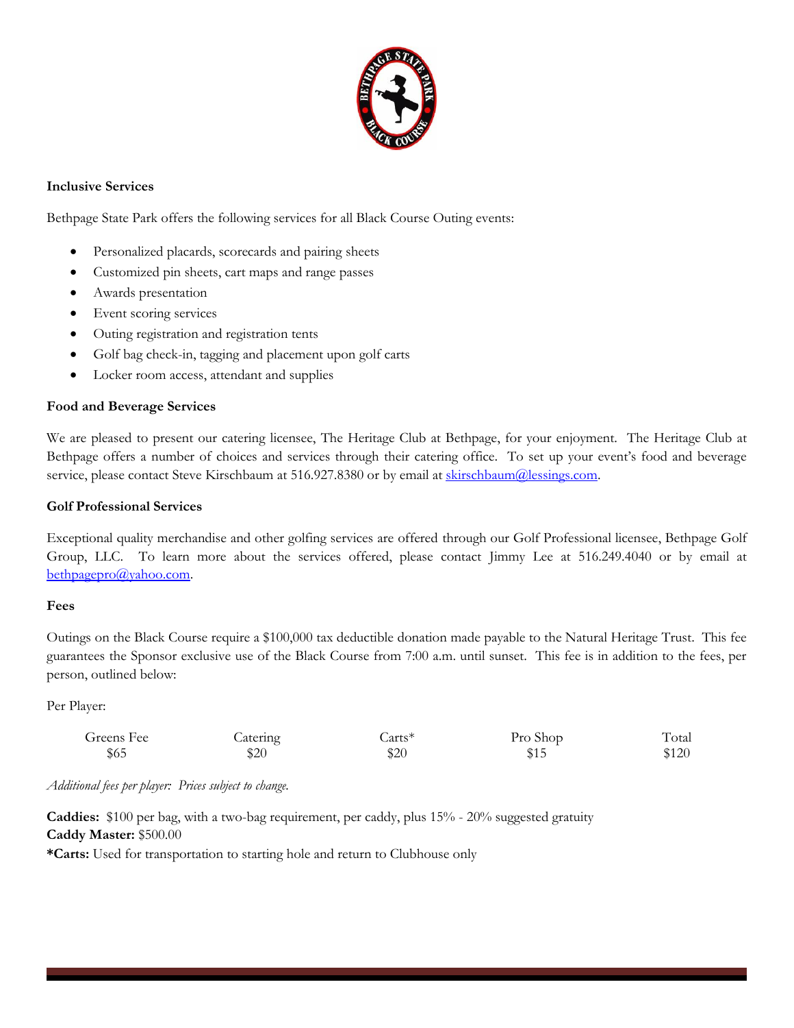**Inclusive Services**

Bethpage State Park offers the following services for all Black Course Outing events:

- Personalized placards, scorecards and pairing sheets
- Customized pin sheets, cart maps and range passes
- Awards presentation
- Event scoring services
- Outing registration and registration tents
- Golf bag check-in, tagging and placement upon golf carts
- Locker room access, attendant and supplies

**Food and Beverage Services**

We are pleased to present our catering licensee, The Heritage Club at Bethpage, for your enjoyment. The Heritage Club at Bethpage offers a number of choices and services through their catering office. To set up your event's food and beverage service, please contact Steve Kirschbaum at 516.927.8380 or by email at skirschbaum@lessings.com.

**Golf Professional Services**

Exceptional quality merchandise and other golfing services are offered through our Golf Professional licensee, Bethpage Golf Group, LLC. To learn more about the services offered, please contact Jimmy Lee at 516.249.4040 or by email at bethpagepro@yahoo.com.

**Fees**

Outings on the Black Course require a $100,000 tax deductible donation made payable to the Natural Heritage Trust. This fee guarantees the Sponsor exclusive use of the Black Course from 7:00 a.m. until sunset. This fee is in addition to the fees, per person, outlined below:

Per Player:

| Greens Fee | Catering | Carts* | Pro Shop | Total |
|---|---|---|---|---|
| $65 | $20 | $20 | $15 | $120 |

*Additional fees per player: Prices subject to change.*

**Caddies:** $100 per bag, with a two-bag requirement, per caddy, plus 15% - 20% suggested gratuity
**Caddy Master:** $500.00
***Carts:** Used for transportation to starting hole and return to Clubhouse only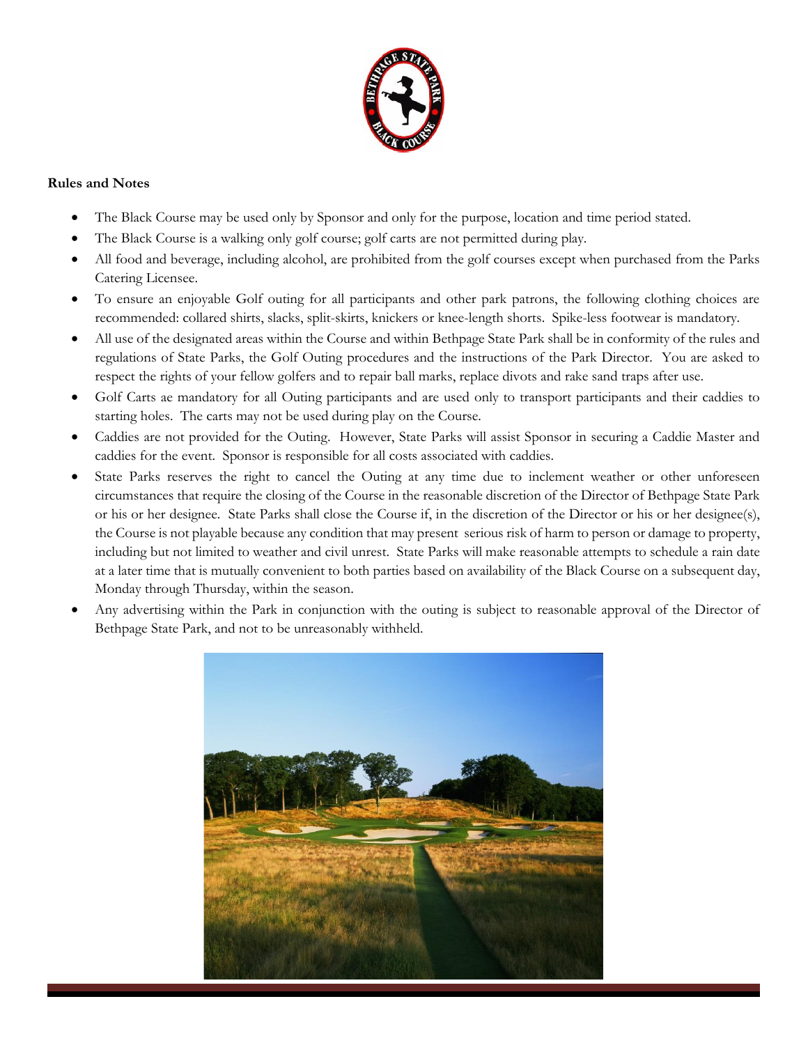**Rules and Notes**

- The Black Course may be used only by Sponsor and only for the purpose, location and time period stated.
- The Black Course is a walking only golf course; golf carts are not permitted during play.
- All food and beverage, including alcohol, are prohibited from the golf courses except when purchased from the Parks Catering Licensee.
- To ensure an enjoyable Golf outing for all participants and other park patrons, the following clothing choices are recommended: collared shirts, slacks, split-skirts, knickers or knee-length shorts. Spike-less footwear is mandatory.
- All use of the designated areas within the Course and within Bethpage State Park shall be in conformity of the rules and regulations of State Parks, the Golf Outing procedures and the instructions of the Park Director. You are asked to respect the rights of your fellow golfers and to repair ball marks, replace divots and rake sand traps after use.
- Golf Carts ae mandatory for all Outing participants and are used only to transport participants and their caddies to starting holes. The carts may not be used during play on the Course.
- Caddies are not provided for the Outing. However, State Parks will assist Sponsor in securing a Caddie Master and caddies for the event. Sponsor is responsible for all costs associated with caddies.
- State Parks reserves the right to cancel the Outing at any time due to inclement weather or other unforeseen circumstances that require the closing of the Course in the reasonable discretion of the Director of Bethpage State Park or his or her designee. State Parks shall close the Course if, in the discretion of the Director or his or her designee(s), the Course is not playable because any condition that may present serious risk of harm to person or damage to property, including but not limited to weather and civil unrest. State Parks will make reasonable attempts to schedule a rain date at a later time that is mutually convenient to both parties based on availability of the Black Course on a subsequent day, Monday through Thursday, within the season.
- Any advertising within the Park in conjunction with the outing is subject to reasonable approval of the Director of Bethpage State Park, and not to be unreasonably withheld.